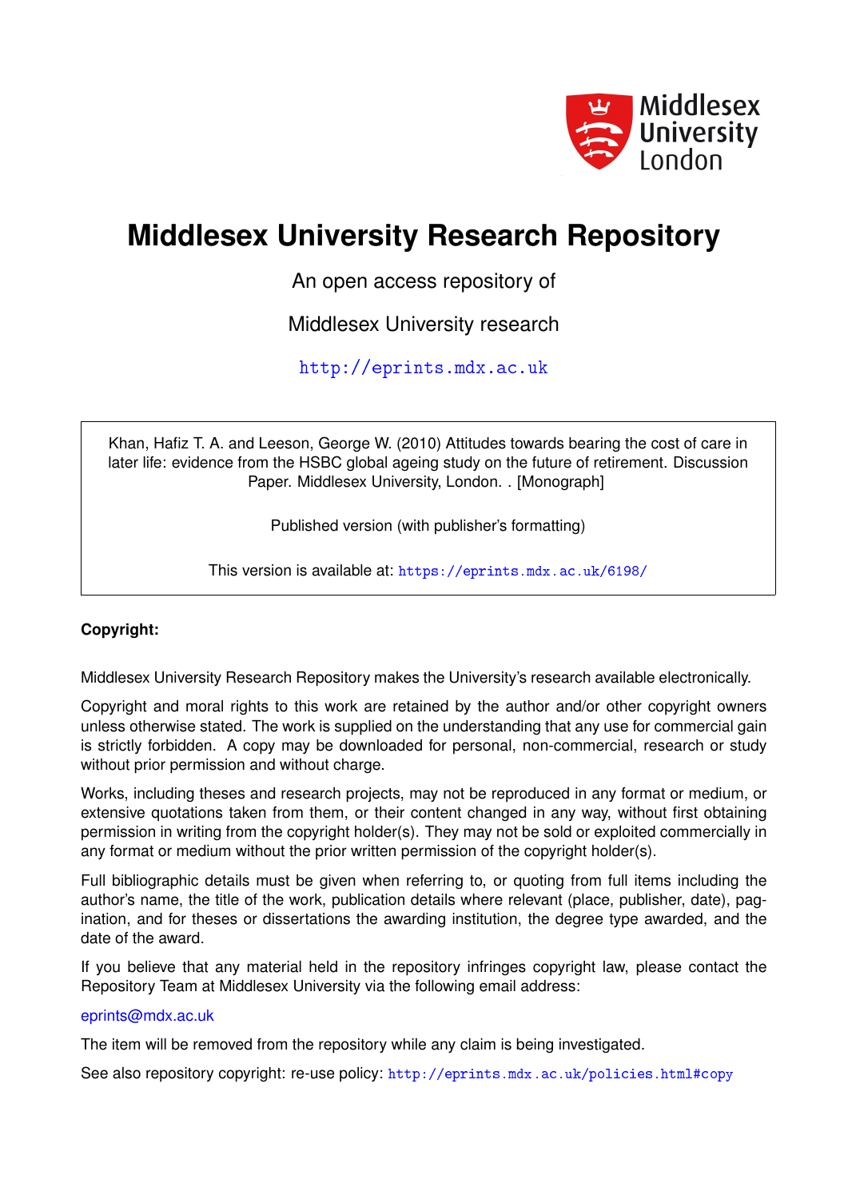# Middlesex University Research Repository

An open access repository of

Middlesex University research

http://eprints.mdx.ac.uk

Khan, Hafiz T. A. and Leeson, George W. (2010) Attitudes towards bearing the cost of care in later life: evidence from the HSBC global ageing study on the future of retirement. Discussion Paper. Middlesex University, London. . [Monograph]

Published version (with publisher's formatting)

This version is available at: https://eprints.mdx.ac.uk/6198/

**Copyright:**

Middlesex University Research Repository makes the University's research available electronically.

Copyright and moral rights to this work are retained by the author and/or other copyright owners unless otherwise stated. The work is supplied on the understanding that any use for commercial gain is strictly forbidden. A copy may be downloaded for personal, non-commercial, research or study without prior permission and without charge.

Works, including theses and research projects, may not be reproduced in any format or medium, or extensive quotations taken from them, or their content changed in any way, without first obtaining permission in writing from the copyright holder(s). They may not be sold or exploited commercially in any format or medium without the prior written permission of the copyright holder(s).

Full bibliographic details must be given when referring to, or quoting from full items including the author's name, the title of the work, publication details where relevant (place, publisher, date), pagination, and for theses or dissertations the awarding institution, the degree type awarded, and the date of the award.

If you believe that any material held in the repository infringes copyright law, please contact the Repository Team at Middlesex University via the following email address:

eprints@mdx.ac.uk

The item will be removed from the repository while any claim is being investigated.

See also repository copyright: re-use policy: http://eprints.mdx.ac.uk/policies.html#copy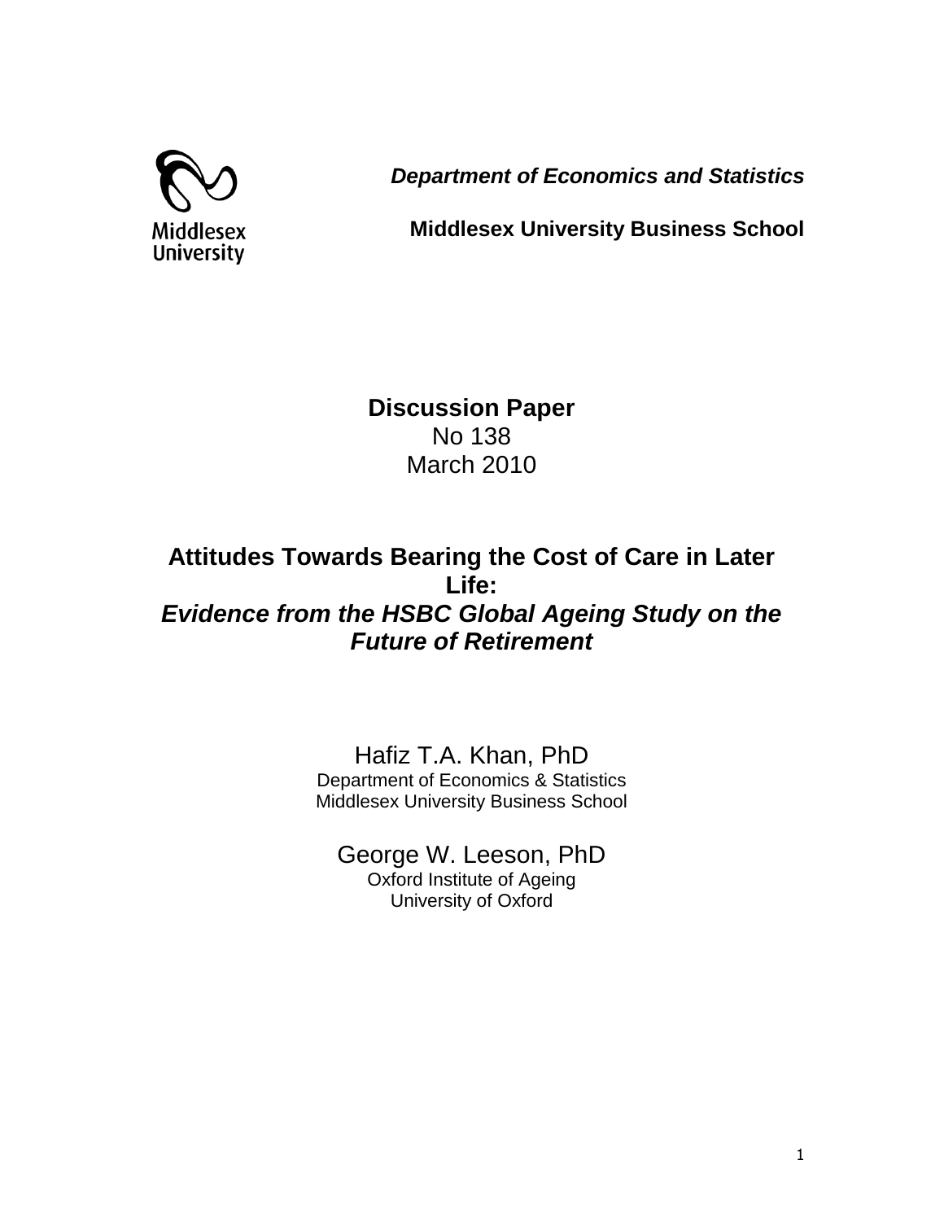*Department of Economics and Statistics*

**Middlesex University Business School**

**Discussion Paper**
No 138
March 2010

# Attitudes Towards Bearing the Cost of Care in Later Life:
## *Evidence from the HSBC Global Ageing Study on the Future of Retirement*

Hafiz T.A. Khan, PhD
Department of Economics & Statistics
Middlesex University Business School

George W. Leeson, PhD
Oxford Institute of Ageing
University of Oxford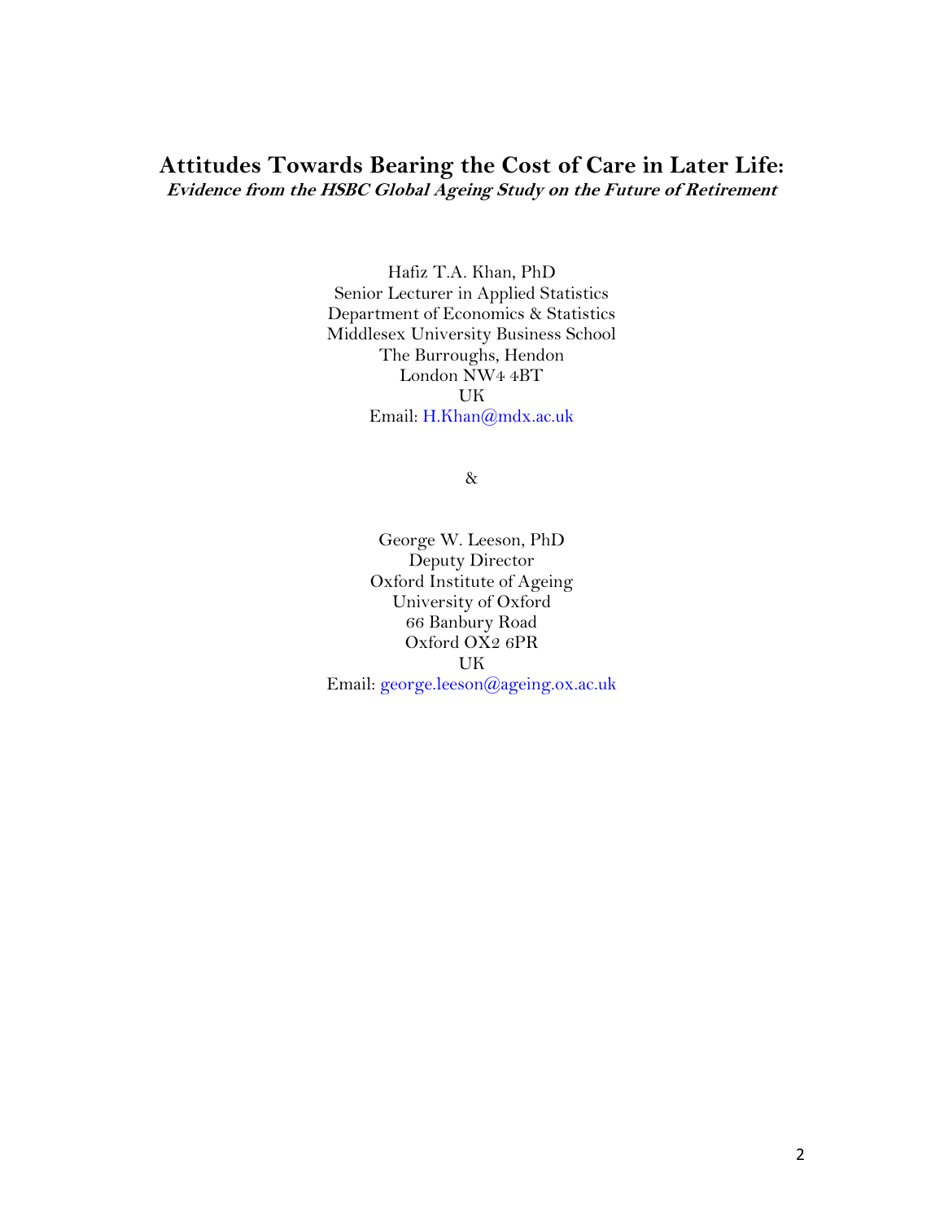# Attitudes Towards Bearing the Cost of Care in Later Life:

***Evidence from the HSBC Global Ageing Study on the Future of Retirement***

Hafiz T.A. Khan, PhD
Senior Lecturer in Applied Statistics
Department of Economics & Statistics
Middlesex University Business School
The Burroughs, Hendon
London NW4 4BT
UK
Email: H.Khan@mdx.ac.uk

&

George W. Leeson, PhD
Deputy Director
Oxford Institute of Ageing
University of Oxford
66 Banbury Road
Oxford OX2 6PR
UK
Email: george.leeson@ageing.ox.ac.uk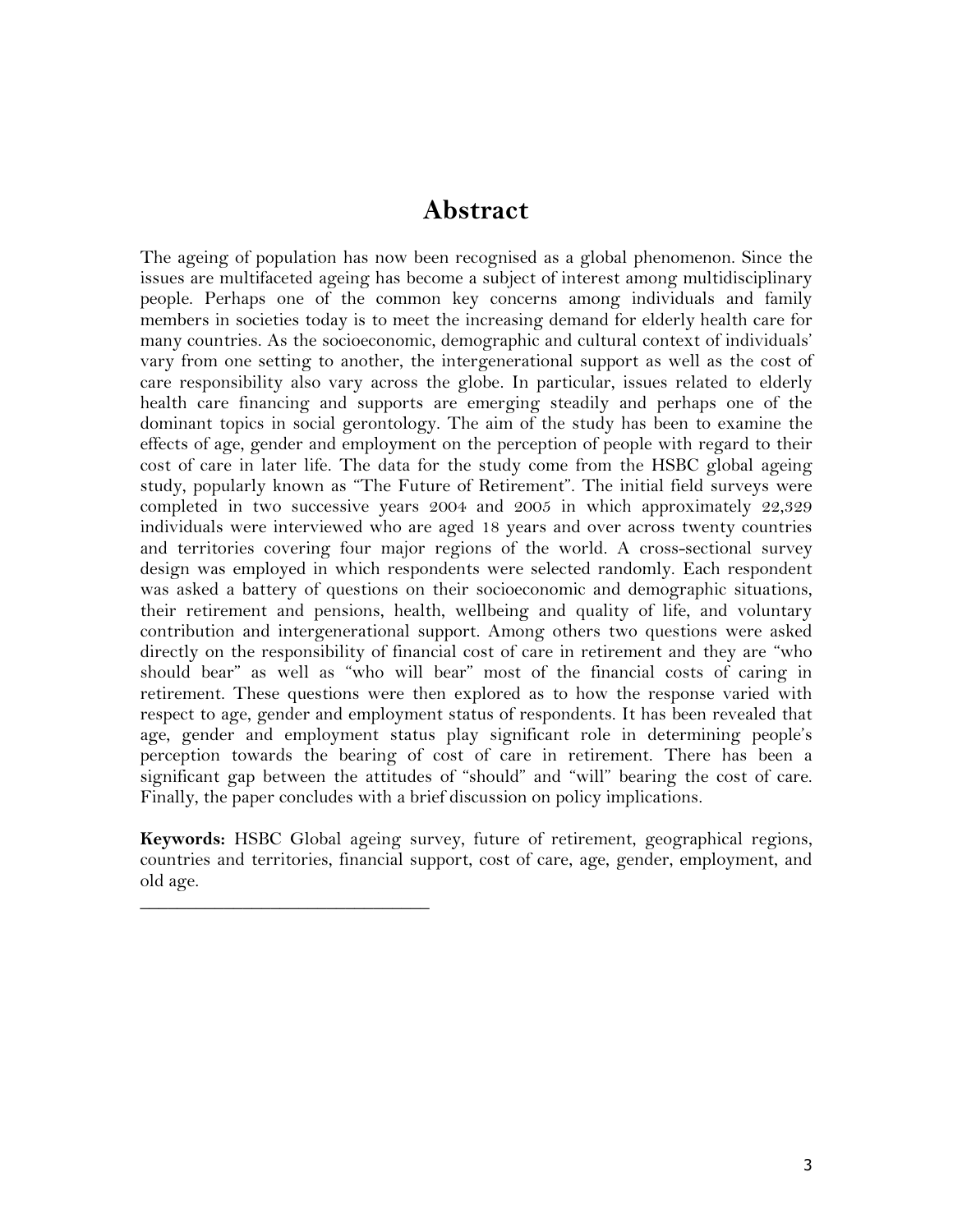## Abstract

The ageing of population has now been recognised as a global phenomenon. Since the issues are multifaceted ageing has become a subject of interest among multidisciplinary people. Perhaps one of the common key concerns among individuals and family members in societies today is to meet the increasing demand for elderly health care for many countries. As the socioeconomic, demographic and cultural context of individuals' vary from one setting to another, the intergenerational support as well as the cost of care responsibility also vary across the globe. In particular, issues related to elderly health care financing and supports are emerging steadily and perhaps one of the dominant topics in social gerontology. The aim of the study has been to examine the effects of age, gender and employment on the perception of people with regard to their cost of care in later life. The data for the study come from the HSBC global ageing study, popularly known as "The Future of Retirement". The initial field surveys were completed in two successive years 2004 and 2005 in which approximately 22,329 individuals were interviewed who are aged 18 years and over across twenty countries and territories covering four major regions of the world. A cross-sectional survey design was employed in which respondents were selected randomly. Each respondent was asked a battery of questions on their socioeconomic and demographic situations, their retirement and pensions, health, wellbeing and quality of life, and voluntary contribution and intergenerational support. Among others two questions were asked directly on the responsibility of financial cost of care in retirement and they are "who should bear" as well as "who will bear" most of the financial costs of caring in retirement. These questions were then explored as to how the response varied with respect to age, gender and employment status of respondents. It has been revealed that age, gender and employment status play significant role in determining people's perception towards the bearing of cost of care in retirement. There has been a significant gap between the attitudes of "should" and "will" bearing the cost of care. Finally, the paper concludes with a brief discussion on policy implications.

**Keywords:** HSBC Global ageing survey, future of retirement, geographical regions, countries and territories, financial support, cost of care, age, gender, employment, and old age.

______________________________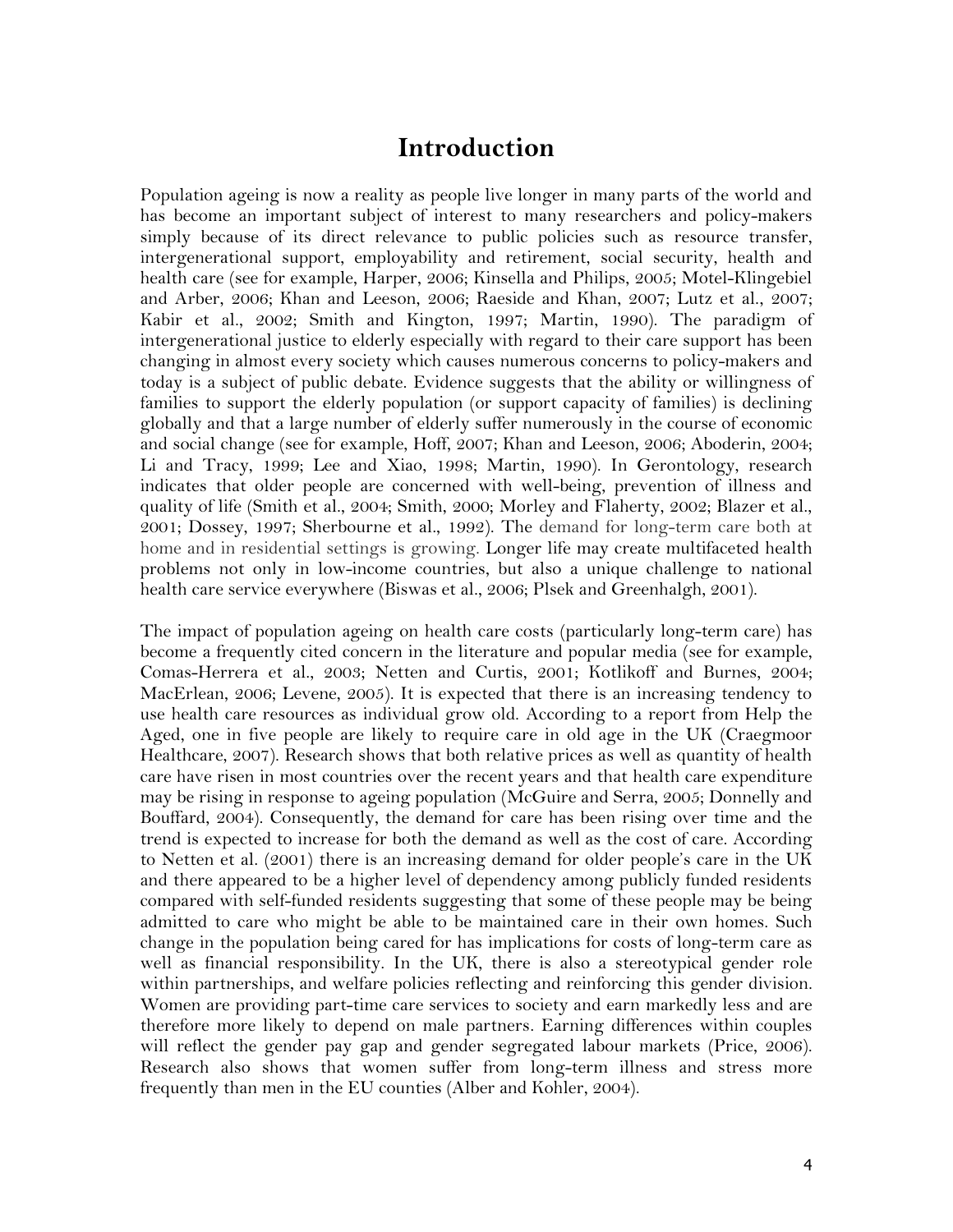# Introduction

Population ageing is now a reality as people live longer in many parts of the world and has become an important subject of interest to many researchers and policy-makers simply because of its direct relevance to public policies such as resource transfer, intergenerational support, employability and retirement, social security, health and health care (see for example, Harper, 2006; Kinsella and Philips, 2005; Motel-Klingebiel and Arber, 2006; Khan and Leeson, 2006; Raeside and Khan, 2007; Lutz et al., 2007; Kabir et al., 2002; Smith and Kington, 1997; Martin, 1990). The paradigm of intergenerational justice to elderly especially with regard to their care support has been changing in almost every society which causes numerous concerns to policy-makers and today is a subject of public debate. Evidence suggests that the ability or willingness of families to support the elderly population (or support capacity of families) is declining globally and that a large number of elderly suffer numerously in the course of economic and social change (see for example, Hoff, 2007; Khan and Leeson, 2006; Aboderin, 2004; Li and Tracy, 1999; Lee and Xiao, 1998; Martin, 1990). In Gerontology, research indicates that older people are concerned with well-being, prevention of illness and quality of life (Smith et al., 2004; Smith, 2000; Morley and Flaherty, 2002; Blazer et al., 2001; Dossey, 1997; Sherbourne et al., 1992). The demand for long-term care both at home and in residential settings is growing. Longer life may create multifaceted health problems not only in low-income countries, but also a unique challenge to national health care service everywhere (Biswas et al., 2006; Plsek and Greenhalgh, 2001).

The impact of population ageing on health care costs (particularly long-term care) has become a frequently cited concern in the literature and popular media (see for example, Comas-Herrera et al., 2003; Netten and Curtis, 2001; Kotlikoff and Burnes, 2004; MacErlean, 2006; Levene, 2005). It is expected that there is an increasing tendency to use health care resources as individual grow old. According to a report from Help the Aged, one in five people are likely to require care in old age in the UK (Craegmoor Healthcare, 2007). Research shows that both relative prices as well as quantity of health care have risen in most countries over the recent years and that health care expenditure may be rising in response to ageing population (McGuire and Serra, 2005; Donnelly and Bouffard, 2004). Consequently, the demand for care has been rising over time and the trend is expected to increase for both the demand as well as the cost of care. According to Netten et al. (2001) there is an increasing demand for older people's care in the UK and there appeared to be a higher level of dependency among publicly funded residents compared with self-funded residents suggesting that some of these people may be being admitted to care who might be able to be maintained care in their own homes. Such change in the population being cared for has implications for costs of long-term care as well as financial responsibility. In the UK, there is also a stereotypical gender role within partnerships, and welfare policies reflecting and reinforcing this gender division. Women are providing part-time care services to society and earn markedly less and are therefore more likely to depend on male partners. Earning differences within couples will reflect the gender pay gap and gender segregated labour markets (Price, 2006). Research also shows that women suffer from long-term illness and stress more frequently than men in the EU counties (Alber and Kohler, 2004).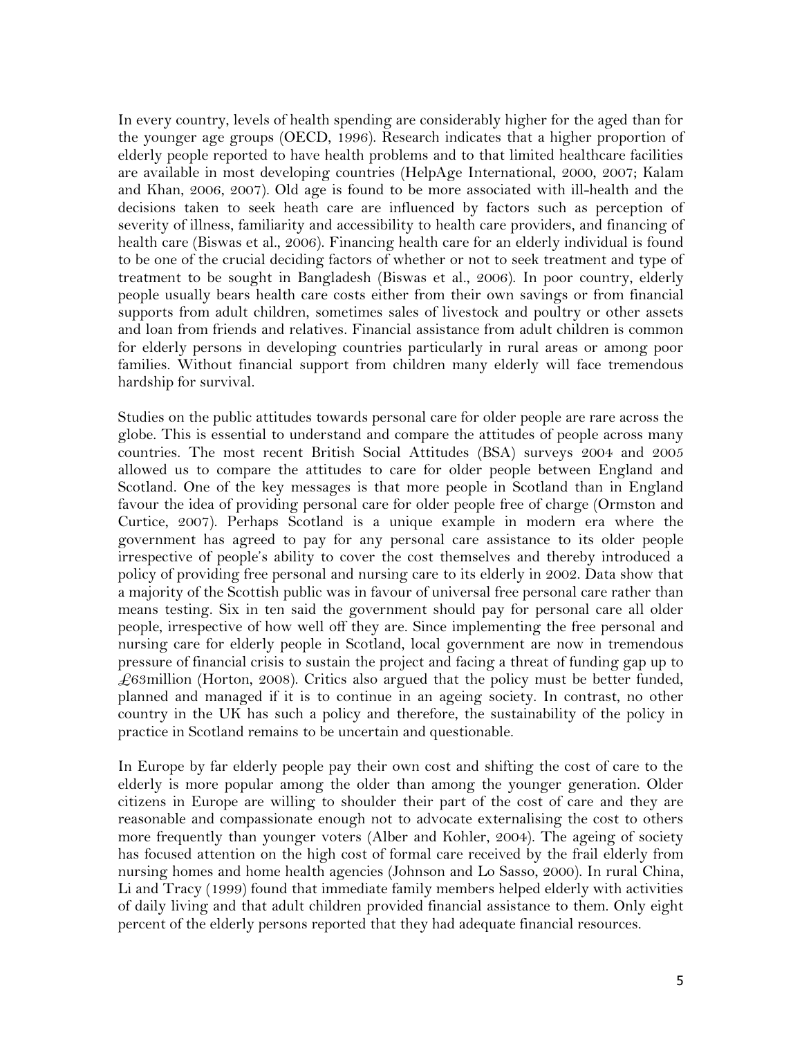In every country, levels of health spending are considerably higher for the aged than for the younger age groups (OECD, 1996). Research indicates that a higher proportion of elderly people reported to have health problems and to that limited healthcare facilities are available in most developing countries (HelpAge International, 2000, 2007; Kalam and Khan, 2006, 2007). Old age is found to be more associated with ill-health and the decisions taken to seek heath care are influenced by factors such as perception of severity of illness, familiarity and accessibility to health care providers, and financing of health care (Biswas et al., 2006). Financing health care for an elderly individual is found to be one of the crucial deciding factors of whether or not to seek treatment and type of treatment to be sought in Bangladesh (Biswas et al., 2006). In poor country, elderly people usually bears health care costs either from their own savings or from financial supports from adult children, sometimes sales of livestock and poultry or other assets and loan from friends and relatives. Financial assistance from adult children is common for elderly persons in developing countries particularly in rural areas or among poor families. Without financial support from children many elderly will face tremendous hardship for survival.

Studies on the public attitudes towards personal care for older people are rare across the globe. This is essential to understand and compare the attitudes of people across many countries. The most recent British Social Attitudes (BSA) surveys 2004 and 2005 allowed us to compare the attitudes to care for older people between England and Scotland. One of the key messages is that more people in Scotland than in England favour the idea of providing personal care for older people free of charge (Ormston and Curtice, 2007). Perhaps Scotland is a unique example in modern era where the government has agreed to pay for any personal care assistance to its older people irrespective of people's ability to cover the cost themselves and thereby introduced a policy of providing free personal and nursing care to its elderly in 2002. Data show that a majority of the Scottish public was in favour of universal free personal care rather than means testing. Six in ten said the government should pay for personal care all older people, irrespective of how well off they are. Since implementing the free personal and nursing care for elderly people in Scotland, local government are now in tremendous pressure of financial crisis to sustain the project and facing a threat of funding gap up to £63million (Horton, 2008). Critics also argued that the policy must be better funded, planned and managed if it is to continue in an ageing society. In contrast, no other country in the UK has such a policy and therefore, the sustainability of the policy in practice in Scotland remains to be uncertain and questionable.

In Europe by far elderly people pay their own cost and shifting the cost of care to the elderly is more popular among the older than among the younger generation. Older citizens in Europe are willing to shoulder their part of the cost of care and they are reasonable and compassionate enough not to advocate externalising the cost to others more frequently than younger voters (Alber and Kohler, 2004). The ageing of society has focused attention on the high cost of formal care received by the frail elderly from nursing homes and home health agencies (Johnson and Lo Sasso, 2000). In rural China, Li and Tracy (1999) found that immediate family members helped elderly with activities of daily living and that adult children provided financial assistance to them. Only eight percent of the elderly persons reported that they had adequate financial resources.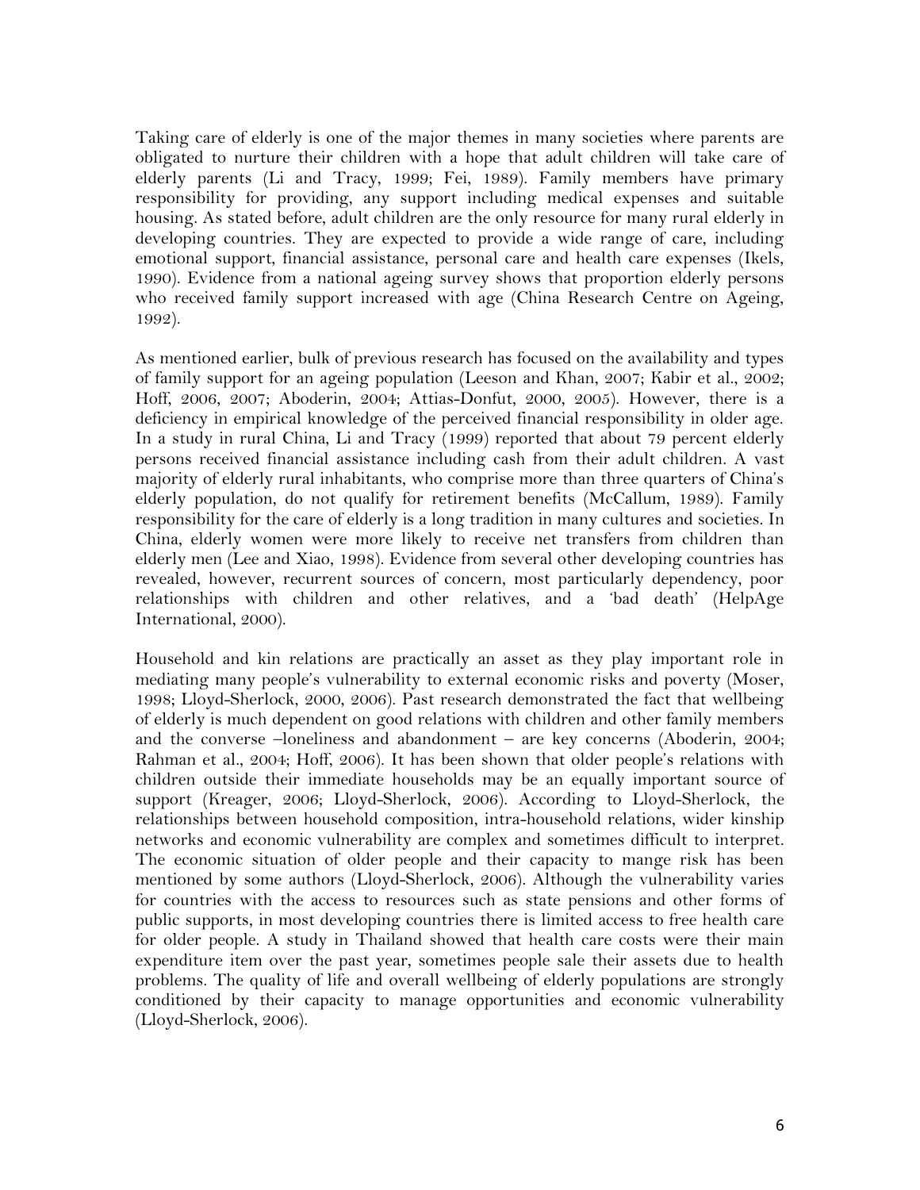Taking care of elderly is one of the major themes in many societies where parents are obligated to nurture their children with a hope that adult children will take care of elderly parents (Li and Tracy, 1999; Fei, 1989). Family members have primary responsibility for providing, any support including medical expenses and suitable housing. As stated before, adult children are the only resource for many rural elderly in developing countries. They are expected to provide a wide range of care, including emotional support, financial assistance, personal care and health care expenses (Ikels, 1990). Evidence from a national ageing survey shows that proportion elderly persons who received family support increased with age (China Research Centre on Ageing, 1992).

As mentioned earlier, bulk of previous research has focused on the availability and types of family support for an ageing population (Leeson and Khan, 2007; Kabir et al., 2002; Hoff, 2006, 2007; Aboderin, 2004; Attias-Donfut, 2000, 2005). However, there is a deficiency in empirical knowledge of the perceived financial responsibility in older age. In a study in rural China, Li and Tracy (1999) reported that about 79 percent elderly persons received financial assistance including cash from their adult children. A vast majority of elderly rural inhabitants, who comprise more than three quarters of China's elderly population, do not qualify for retirement benefits (McCallum, 1989). Family responsibility for the care of elderly is a long tradition in many cultures and societies. In China, elderly women were more likely to receive net transfers from children than elderly men (Lee and Xiao, 1998). Evidence from several other developing countries has revealed, however, recurrent sources of concern, most particularly dependency, poor relationships with children and other relatives, and a 'bad death' (HelpAge International, 2000).

Household and kin relations are practically an asset as they play important role in mediating many people's vulnerability to external economic risks and poverty (Moser, 1998; Lloyd-Sherlock, 2000, 2006). Past research demonstrated the fact that wellbeing of elderly is much dependent on good relations with children and other family members and the converse –loneliness and abandonment – are key concerns (Aboderin, 2004; Rahman et al., 2004; Hoff, 2006). It has been shown that older people's relations with children outside their immediate households may be an equally important source of support (Kreager, 2006; Lloyd-Sherlock, 2006). According to Lloyd-Sherlock, the relationships between household composition, intra-household relations, wider kinship networks and economic vulnerability are complex and sometimes difficult to interpret. The economic situation of older people and their capacity to mange risk has been mentioned by some authors (Lloyd-Sherlock, 2006). Although the vulnerability varies for countries with the access to resources such as state pensions and other forms of public supports, in most developing countries there is limited access to free health care for older people. A study in Thailand showed that health care costs were their main expenditure item over the past year, sometimes people sale their assets due to health problems. The quality of life and overall wellbeing of elderly populations are strongly conditioned by their capacity to manage opportunities and economic vulnerability (Lloyd-Sherlock, 2006).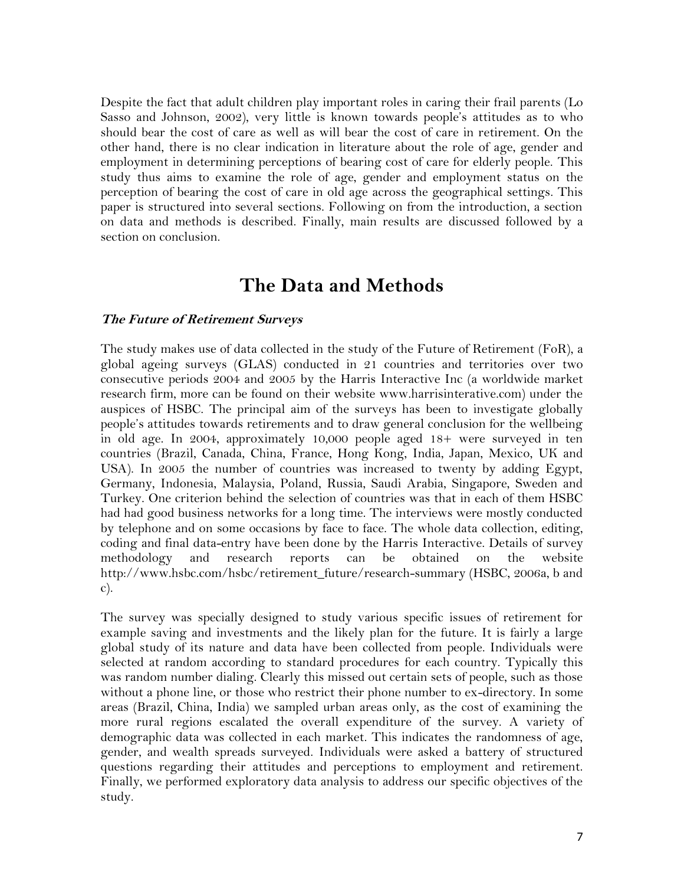Despite the fact that adult children play important roles in caring their frail parents (Lo Sasso and Johnson, 2002), very little is known towards people's attitudes as to who should bear the cost of care as well as will bear the cost of care in retirement. On the other hand, there is no clear indication in literature about the role of age, gender and employment in determining perceptions of bearing cost of care for elderly people. This study thus aims to examine the role of age, gender and employment status on the perception of bearing the cost of care in old age across the geographical settings. This paper is structured into several sections. Following on from the introduction, a section on data and methods is described. Finally, main results are discussed followed by a section on conclusion.

# The Data and Methods

***The Future of Retirement Surveys***

The study makes use of data collected in the study of the Future of Retirement (FoR), a global ageing surveys (GLAS) conducted in 21 countries and territories over two consecutive periods 2004 and 2005 by the Harris Interactive Inc (a worldwide market research firm, more can be found on their website www.harrisinterative.com) under the auspices of HSBC. The principal aim of the surveys has been to investigate globally people's attitudes towards retirements and to draw general conclusion for the wellbeing in old age. In 2004, approximately 10,000 people aged 18+ were surveyed in ten countries (Brazil, Canada, China, France, Hong Kong, India, Japan, Mexico, UK and USA). In 2005 the number of countries was increased to twenty by adding Egypt, Germany, Indonesia, Malaysia, Poland, Russia, Saudi Arabia, Singapore, Sweden and Turkey. One criterion behind the selection of countries was that in each of them HSBC had had good business networks for a long time. The interviews were mostly conducted by telephone and on some occasions by face to face. The whole data collection, editing, coding and final data-entry have been done by the Harris Interactive. Details of survey methodology and research reports can be obtained on the website http://www.hsbc.com/hsbc/retirement_future/research-summary (HSBC, 2006a, b and c).

The survey was specially designed to study various specific issues of retirement for example saving and investments and the likely plan for the future. It is fairly a large global study of its nature and data have been collected from people. Individuals were selected at random according to standard procedures for each country. Typically this was random number dialing. Clearly this missed out certain sets of people, such as those without a phone line, or those who restrict their phone number to ex-directory. In some areas (Brazil, China, India) we sampled urban areas only, as the cost of examining the more rural regions escalated the overall expenditure of the survey. A variety of demographic data was collected in each market. This indicates the randomness of age, gender, and wealth spreads surveyed. Individuals were asked a battery of structured questions regarding their attitudes and perceptions to employment and retirement. Finally, we performed exploratory data analysis to address our specific objectives of the study.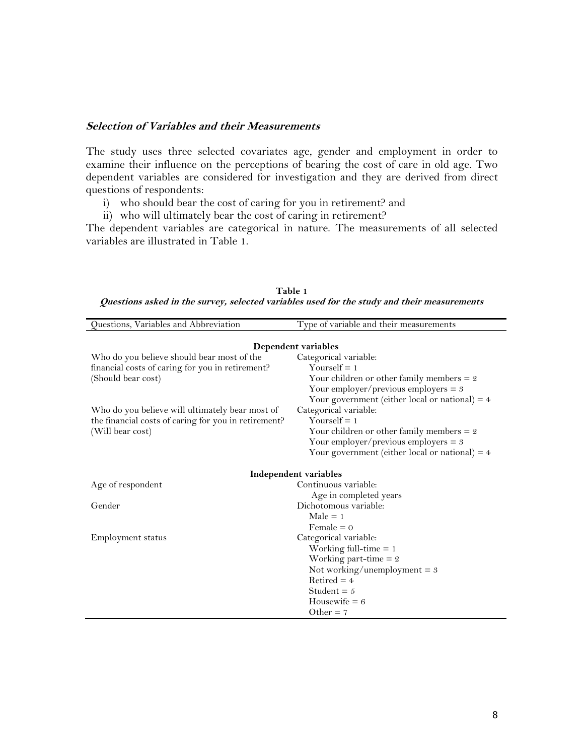### *Selection of Variables and their Measurements*

The study uses three selected covariates age, gender and employment in order to examine their influence on the perceptions of bearing the cost of care in old age. Two dependent variables are considered for investigation and they are derived from direct questions of respondents:

i) who should bear the cost of caring for you in retirement? and
ii) who will ultimately bear the cost of caring in retirement?

The dependent variables are categorical in nature. The measurements of all selected variables are illustrated in Table 1.

**Table 1**
***Questions asked in the survey, selected variables used for the study and their measurements***

| Questions, Variables and Abbreviation | Type of variable and their measurements |
|---|---|
| **Dependent variables** | |
| Who do you believe should bear most of the financial costs of caring for you in retirement? (Should bear cost) | Categorical variable:<br>Yourself = 1<br>Your children or other family members = 2<br>Your employer/previous employers = 3<br>Your government (either local or national) = 4 |
| Who do you believe will ultimately bear most of the financial costs of caring for you in retirement? (Will bear cost) | Categorical variable:<br>Yourself = 1<br>Your children or other family members = 2<br>Your employer/previous employers = 3<br>Your government (either local or national) = 4 |
| **Independent variables** | |
| Age of respondent | Continuous variable:<br>Age in completed years |
| Gender | Dichotomous variable:<br>Male = 1<br>Female = 0 |
| Employment status | Categorical variable:<br>Working full-time = 1<br>Working part-time = 2<br>Not working/unemployment = 3<br>Retired = 4<br>Student = 5<br>Housewife = 6<br>Other = 7 |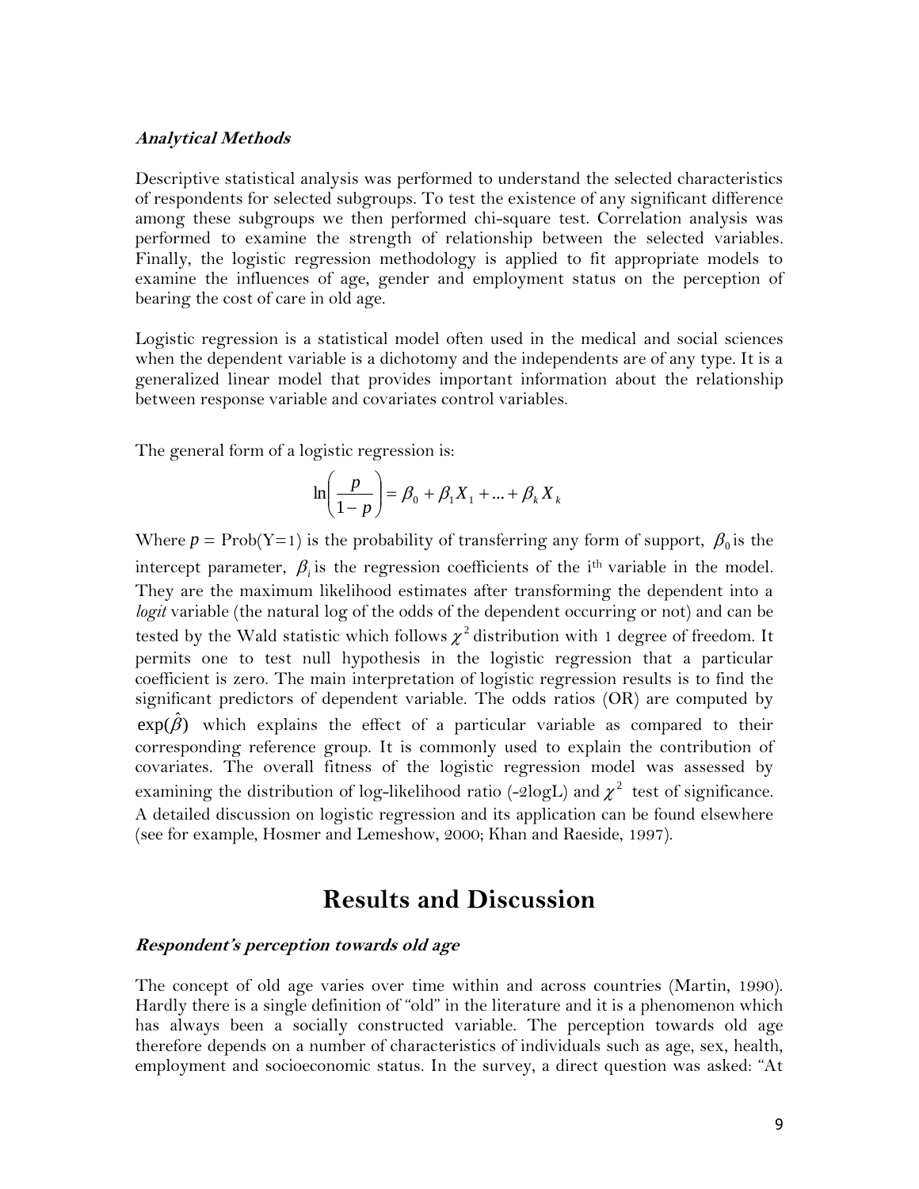### *Analytical Methods*

Descriptive statistical analysis was performed to understand the selected characteristics of respondents for selected subgroups. To test the existence of any significant difference among these subgroups we then performed chi-square test. Correlation analysis was performed to examine the strength of relationship between the selected variables. Finally, the logistic regression methodology is applied to fit appropriate models to examine the influences of age, gender and employment status on the perception of bearing the cost of care in old age.

Logistic regression is a statistical model often used in the medical and social sciences when the dependent variable is a dichotomy and the independents are of any type. It is a generalized linear model that provides important information about the relationship between response variable and covariates control variables.

The general form of a logistic regression is:

$$\ln\left(\frac{p}{1-p}\right) = \beta_0 + \beta_1 X_1 + ... + \beta_k X_k$$

Where $p$ = Prob(Y=1) is the probability of transferring any form of support, $\beta_0$ is the intercept parameter, $\beta_i$ is the regression coefficients of the i[th] variable in the model. They are the maximum likelihood estimates after transforming the dependent into a *logit* variable (the natural log of the odds of the dependent occurring or not) and can be tested by the Wald statistic which follows $\chi^2$ distribution with 1 degree of freedom. It permits one to test null hypothesis in the logistic regression that a particular coefficient is zero. The main interpretation of logistic regression results is to find the significant predictors of dependent variable. The odds ratios (OR) are computed by $\exp(\hat{\beta})$ which explains the effect of a particular variable as compared to their corresponding reference group. It is commonly used to explain the contribution of covariates. The overall fitness of the logistic regression model was assessed by examining the distribution of log-likelihood ratio (-2logL) and $\chi^2$ test of significance. A detailed discussion on logistic regression and its application can be found elsewhere (see for example, Hosmer and Lemeshow, 2000; Khan and Raeside, 1997).

## Results and Discussion

### *Respondent's perception towards old age*

The concept of old age varies over time within and across countries (Martin, 1990). Hardly there is a single definition of "old" in the literature and it is a phenomenon which has always been a socially constructed variable. The perception towards old age therefore depends on a number of characteristics of individuals such as age, sex, health, employment and socioeconomic status. In the survey, a direct question was asked: "At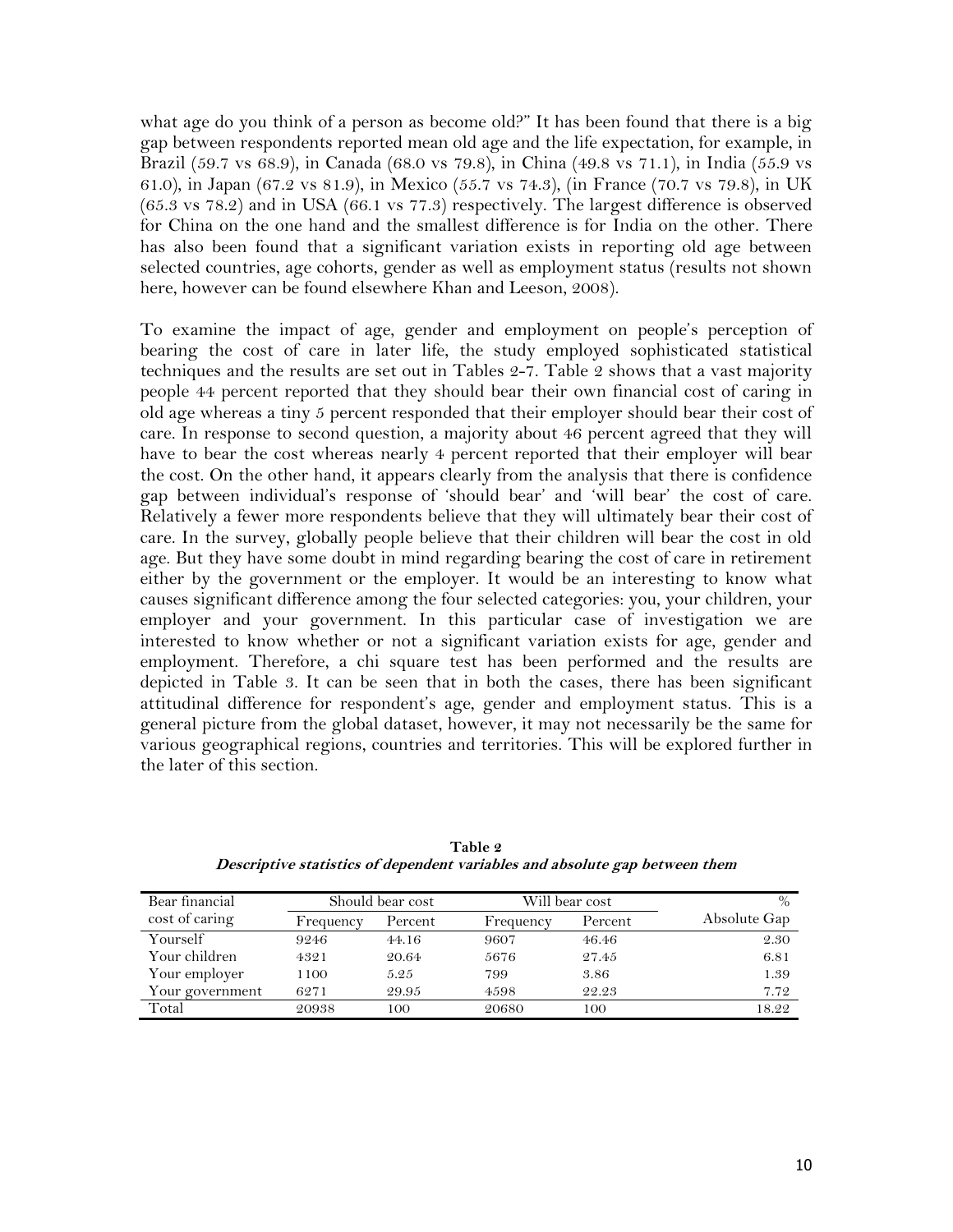what age do you think of a person as become old?" It has been found that there is a big gap between respondents reported mean old age and the life expectation, for example, in Brazil (59.7 vs 68.9), in Canada (68.0 vs 79.8), in China (49.8 vs 71.1), in India (55.9 vs 61.0), in Japan (67.2 vs 81.9), in Mexico (55.7 vs 74.3), (in France (70.7 vs 79.8), in UK (65.3 vs 78.2) and in USA (66.1 vs 77.3) respectively. The largest difference is observed for China on the one hand and the smallest difference is for India on the other. There has also been found that a significant variation exists in reporting old age between selected countries, age cohorts, gender as well as employment status (results not shown here, however can be found elsewhere Khan and Leeson, 2008).

To examine the impact of age, gender and employment on people's perception of bearing the cost of care in later life, the study employed sophisticated statistical techniques and the results are set out in Tables 2-7. Table 2 shows that a vast majority people 44 percent reported that they should bear their own financial cost of caring in old age whereas a tiny 5 percent responded that their employer should bear their cost of care. In response to second question, a majority about 46 percent agreed that they will have to bear the cost whereas nearly 4 percent reported that their employer will bear the cost. On the other hand, it appears clearly from the analysis that there is confidence gap between individual's response of 'should bear' and 'will bear' the cost of care. Relatively a fewer more respondents believe that they will ultimately bear their cost of care. In the survey, globally people believe that their children will bear the cost in old age. But they have some doubt in mind regarding bearing the cost of care in retirement either by the government or the employer. It would be an interesting to know what causes significant difference among the four selected categories: you, your children, your employer and your government. In this particular case of investigation we are interested to know whether or not a significant variation exists for age, gender and employment. Therefore, a chi square test has been performed and the results are depicted in Table 3. It can be seen that in both the cases, there has been significant attitudinal difference for respondent's age, gender and employment status. This is a general picture from the global dataset, however, it may not necessarily be the same for various geographical regions, countries and territories. This will be explored further in the later of this section.

**Table 2**
***Descriptive statistics of dependent variables and absolute gap between them***

| Bear financial cost of caring | Should bear cost | | Will bear cost | | % |
|---|---|---|---|---|---|
| | Frequency | Percent | Frequency | Percent | Absolute Gap |
| Yourself | 9246 | 44.16 | 9607 | 46.46 | 2.30 |
| Your children | 4321 | 20.64 | 5676 | 27.45 | 6.81 |
| Your employer | 1100 | 5.25 | 799 | 3.86 | 1.39 |
| Your government | 6271 | 29.95 | 4598 | 22.23 | 7.72 |
| Total | 20938 | 100 | 20680 | 100 | 18.22 |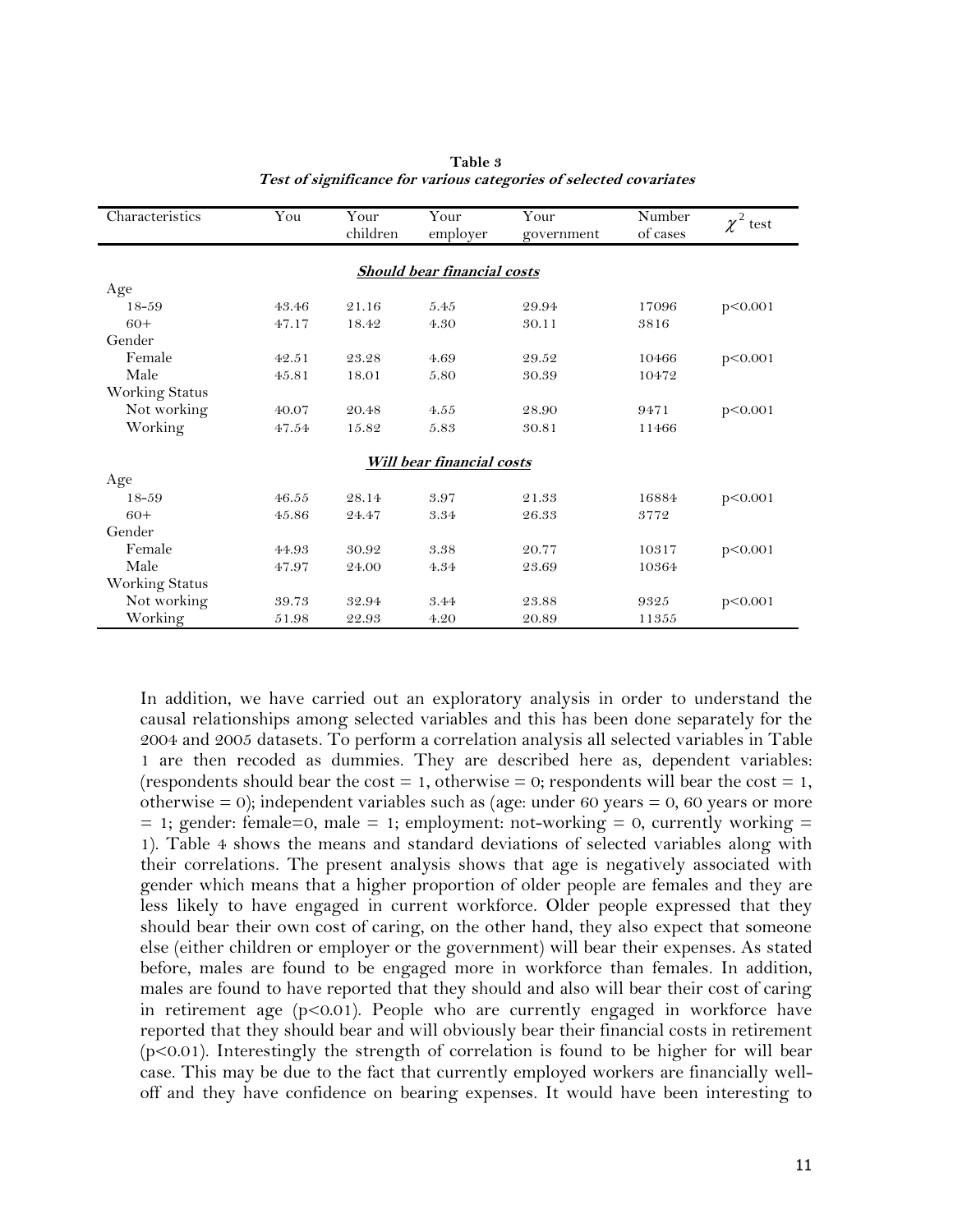**Table 3**
***Test of significance for various categories of selected covariates***

| Characteristics | You | Your children | Your employer | Your government | Number of cases | $\chi^2$ test |
|---|---|---|---|---|---|---|
| | | ***Should bear financial costs*** | | | | |
| Age | | | | | | |
| 18-59 | 43.46 | 21.16 | 5.45 | 29.94 | 17096 | p<0.001 |
| 60+ | 47.17 | 18.42 | 4.30 | 30.11 | 3816 | |
| Gender | | | | | | |
| Female | 42.51 | 23.28 | 4.69 | 29.52 | 10466 | p<0.001 |
| Male | 45.81 | 18.01 | 5.80 | 30.39 | 10472 | |
| Working Status | | | | | | |
| Not working | 40.07 | 20.48 | 4.55 | 28.90 | 9471 | p<0.001 |
| Working | 47.54 | 15.82 | 5.83 | 30.81 | 11466 | |
| | | ***Will bear financial costs*** | | | | |
| Age | | | | | | |
| 18-59 | 46.55 | 28.14 | 3.97 | 21.33 | 16884 | p<0.001 |
| 60+ | 45.86 | 24.47 | 3.34 | 26.33 | 3772 | |
| Gender | | | | | | |
| Female | 44.93 | 30.92 | 3.38 | 20.77 | 10317 | p<0.001 |
| Male | 47.97 | 24.00 | 4.34 | 23.69 | 10364 | |
| Working Status | | | | | | |
| Not working | 39.73 | 32.94 | 3.44 | 23.88 | 9325 | p<0.001 |
| Working | 51.98 | 22.93 | 4.20 | 20.89 | 11355 | |

In addition, we have carried out an exploratory analysis in order to understand the causal relationships among selected variables and this has been done separately for the 2004 and 2005 datasets. To perform a correlation analysis all selected variables in Table 1 are then recoded as dummies. They are described here as, dependent variables: (respondents should bear the cost = 1, otherwise = 0; respondents will bear the cost = 1, otherwise = 0); independent variables such as (age: under 60 years = 0, 60 years or more = 1; gender: female=0, male = 1; employment: not-working = 0, currently working = 1). Table 4 shows the means and standard deviations of selected variables along with their correlations. The present analysis shows that age is negatively associated with gender which means that a higher proportion of older people are females and they are less likely to have engaged in current workforce. Older people expressed that they should bear their own cost of caring, on the other hand, they also expect that someone else (either children or employer or the government) will bear their expenses. As stated before, males are found to be engaged more in workforce than females. In addition, males are found to have reported that they should and also will bear their cost of caring in retirement age ($p<0.01$). People who are currently engaged in workforce have reported that they should bear and will obviously bear their financial costs in retirement ($p<0.01$). Interestingly the strength of correlation is found to be higher for will bear case. This may be due to the fact that currently employed workers are financially well-off and they have confidence on bearing expenses. It would have been interesting to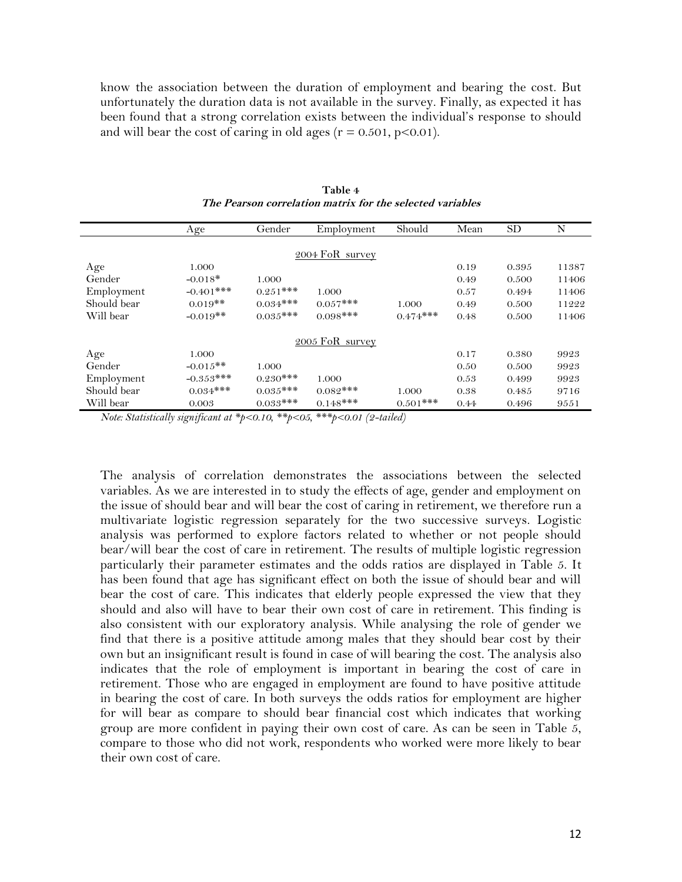know the association between the duration of employment and bearing the cost. But unfortunately the duration data is not available in the survey. Finally, as expected it has been found that a strong correlation exists between the individual's response to should and will bear the cost of caring in old ages ($r = 0.501$, $p<0.01$).

**Table 4**
***The Pearson correlation matrix for the selected variables***

| | Age | Gender | Employment | Should | Mean | SD | N |
|---|---|---|---|---|---|---|---|
| | | | 2004 FoR survey | | | | |
| Age | 1.000 | | | | 0.19 | 0.395 | 11387 |
| Gender | -0.018* | 1.000 | | | 0.49 | 0.500 | 11406 |
| Employment | -0.401*** | 0.251*** | 1.000 | | 0.57 | 0.494 | 11406 |
| Should bear | 0.019** | 0.034*** | 0.057*** | 1.000 | 0.49 | 0.500 | 11222 |
| Will bear | -0.019** | 0.035*** | 0.098*** | 0.474*** | 0.48 | 0.500 | 11406 |
| | | | 2005 FoR survey | | | | |
| Age | 1.000 | | | | 0.17 | 0.380 | 9923 |
| Gender | -0.015** | 1.000 | | | 0.50 | 0.500 | 9923 |
| Employment | -0.353*** | 0.230*** | 1.000 | | 0.53 | 0.499 | 9923 |
| Should bear | 0.034*** | 0.035*** | 0.082*** | 1.000 | 0.38 | 0.485 | 9716 |
| Will bear | 0.003 | 0.033*** | 0.148*** | 0.501*** | 0.44 | 0.496 | 9551 |

*Note: Statistically significant at *p<0.10, **p<05, ***p<0.01 (2-tailed)*

The analysis of correlation demonstrates the associations between the selected variables. As we are interested in to study the effects of age, gender and employment on the issue of should bear and will bear the cost of caring in retirement, we therefore run a multivariate logistic regression separately for the two successive surveys. Logistic analysis was performed to explore factors related to whether or not people should bear/will bear the cost of care in retirement. The results of multiple logistic regression particularly their parameter estimates and the odds ratios are displayed in Table 5. It has been found that age has significant effect on both the issue of should bear and will bear the cost of care. This indicates that elderly people expressed the view that they should and also will have to bear their own cost of care in retirement. This finding is also consistent with our exploratory analysis. While analysing the role of gender we find that there is a positive attitude among males that they should bear cost by their own but an insignificant result is found in case of will bearing the cost. The analysis also indicates that the role of employment is important in bearing the cost of care in retirement. Those who are engaged in employment are found to have positive attitude in bearing the cost of care. In both surveys the odds ratios for employment are higher for will bear as compare to should bear financial cost which indicates that working group are more confident in paying their own cost of care. As can be seen in Table 5, compare to those who did not work, respondents who worked were more likely to bear their own cost of care.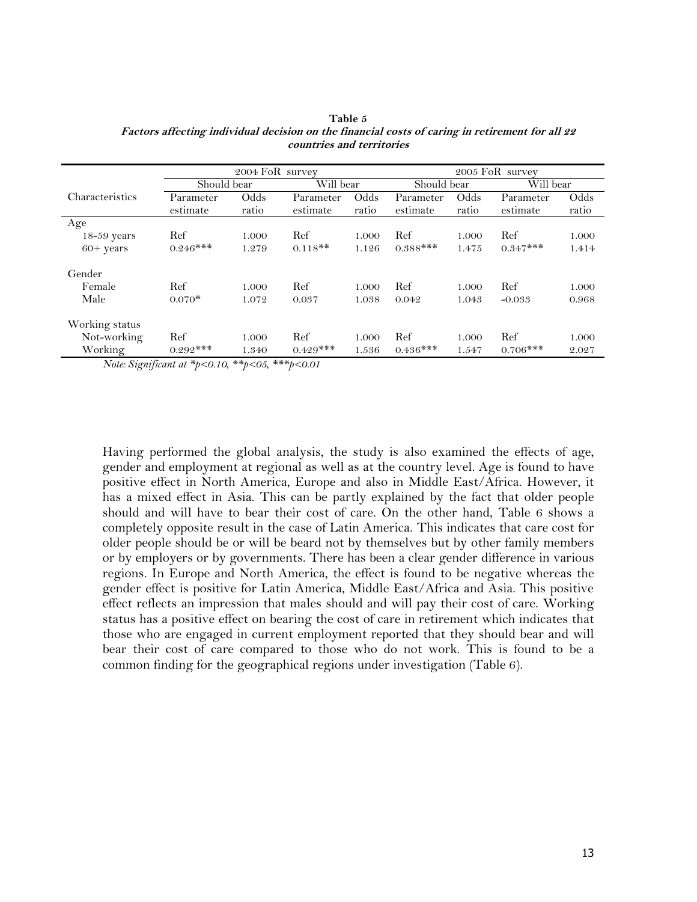**Table 5**
***Factors affecting individual decision on the financial costs of caring in retirement for all 22 countries and territories***

| | 2004 FoR survey | | | | 2005 FoR survey | | | |
|---|---|---|---|---|---|---|---|---|
| | Should bear | | Will bear | | Should bear | | Will bear | |
| Characteristics | Parameter estimate | Odds ratio | Parameter estimate | Odds ratio | Parameter estimate | Odds ratio | Parameter estimate | Odds ratio |
| Age | | | | | | | | |
| 18-59 years | Ref | 1.000 | Ref | 1.000 | Ref | 1.000 | Ref | 1.000 |
| 60+ years | 0.246*** | 1.279 | 0.118** | 1.126 | 0.388*** | 1.475 | 0.347*** | 1.414 |
| Gender | | | | | | | | |
| Female | Ref | 1.000 | Ref | 1.000 | Ref | 1.000 | Ref | 1.000 |
| Male | 0.070* | 1.072 | 0.037 | 1.038 | 0.042 | 1.043 | -0.033 | 0.968 |
| Working status | | | | | | | | |
| Not-working | Ref | 1.000 | Ref | 1.000 | Ref | 1.000 | Ref | 1.000 |
| Working | 0.292*** | 1.340 | 0.429*** | 1.536 | 0.436*** | 1.547 | 0.706*** | 2.027 |

*Note: Significant at *p<0.10, **p<05, ***p<0.01*

Having performed the global analysis, the study is also examined the effects of age, gender and employment at regional as well as at the country level. Age is found to have positive effect in North America, Europe and also in Middle East/Africa. However, it has a mixed effect in Asia. This can be partly explained by the fact that older people should and will have to bear their cost of care. On the other hand, Table 6 shows a completely opposite result in the case of Latin America. This indicates that care cost for older people should be or will be beard not by themselves but by other family members or by employers or by governments. There has been a clear gender difference in various regions. In Europe and North America, the effect is found to be negative whereas the gender effect is positive for Latin America, Middle East/Africa and Asia. This positive effect reflects an impression that males should and will pay their cost of care. Working status has a positive effect on bearing the cost of care in retirement which indicates that those who are engaged in current employment reported that they should bear and will bear their cost of care compared to those who do not work. This is found to be a common finding for the geographical regions under investigation (Table 6).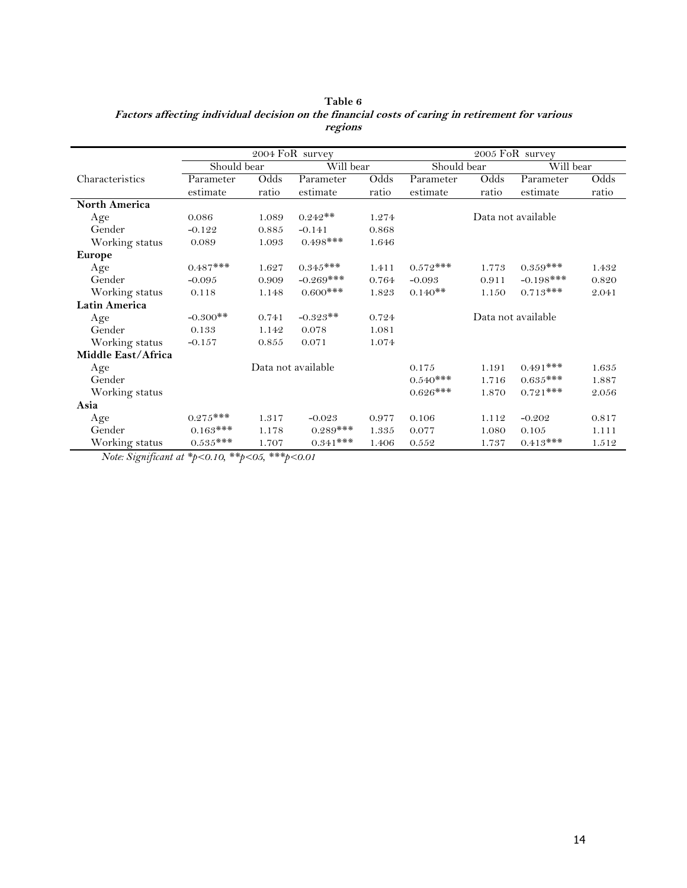**Table 6**
***Factors affecting individual decision on the financial costs of caring in retirement for various regions***

| | 2004 FoR survey | | | | 2005 FoR survey | | | |
|---|---|---|---|---|---|---|---|---|
| | Should bear | | Will bear | | Should bear | | Will bear | |
| Characteristics | Parameter estimate | Odds ratio | Parameter estimate | Odds ratio | Parameter estimate | Odds ratio | Parameter estimate | Odds ratio |
| **North America** | | | | | | | | |
| Age | 0.086 | 1.089 | 0.242** | 1.274 | Data not available | | | |
| Gender | -0.122 | 0.885 | -0.141 | 0.868 | | | | |
| Working status | 0.089 | 1.093 | 0.498*** | 1.646 | | | | |
| **Europe** | | | | | | | | |
| Age | 0.487*** | 1.627 | 0.345*** | 1.411 | 0.572*** | 1.773 | 0.359*** | 1.432 |
| Gender | -0.095 | 0.909 | -0.269*** | 0.764 | -0.093 | 0.911 | -0.198*** | 0.820 |
| Working status | 0.118 | 1.148 | 0.600*** | 1.823 | 0.140** | 1.150 | 0.713*** | 2.041 |
| **Latin America** | | | | | | | | |
| Age | -0.300** | 0.741 | -0.323** | 0.724 | Data not available | | | |
| Gender | 0.133 | 1.142 | 0.078 | 1.081 | | | | |
| Working status | -0.157 | 0.855 | 0.071 | 1.074 | | | | |
| **Middle East/Africa** | | | | | | | | |
| Age | Data not available | | | | 0.175 | 1.191 | 0.491*** | 1.635 |
| Gender | | | | | 0.540*** | 1.716 | 0.635*** | 1.887 |
| Working status | | | | | 0.626*** | 1.870 | 0.721*** | 2.056 |
| **Asia** | | | | | | | | |
| Age | 0.275*** | 1.317 | -0.023 | 0.977 | 0.106 | 1.112 | -0.202 | 0.817 |
| Gender | 0.163*** | 1.178 | 0.289*** | 1.335 | 0.077 | 1.080 | 0.105 | 1.111 |
| Working status | 0.535*** | 1.707 | 0.341*** | 1.406 | 0.552 | 1.737 | 0.413*** | 1.512 |

*Note: Significant at *p<0.10, **p<05, ***p<0.01*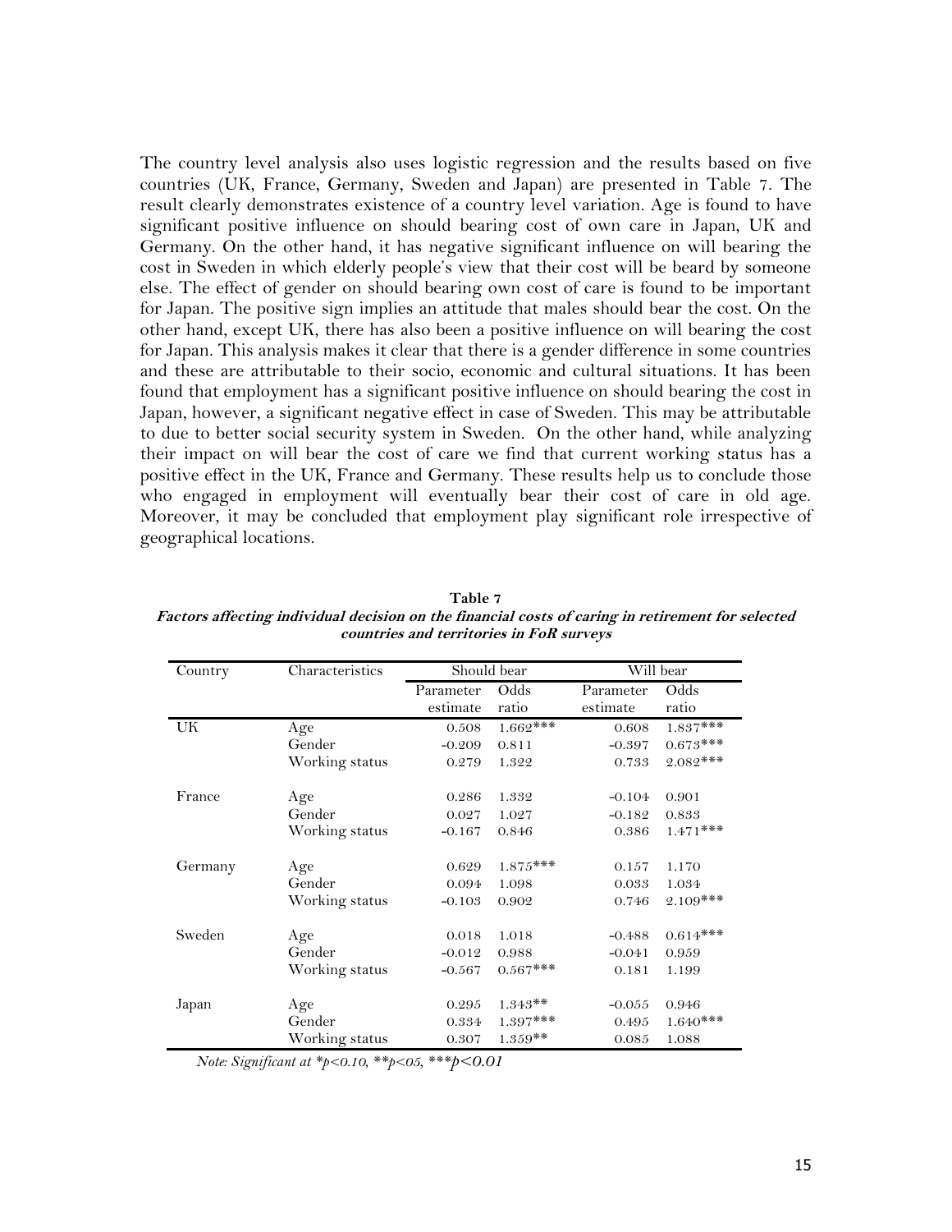The country level analysis also uses logistic regression and the results based on five countries (UK, France, Germany, Sweden and Japan) are presented in Table 7. The result clearly demonstrates existence of a country level variation. Age is found to have significant positive influence on should bearing cost of own care in Japan, UK and Germany. On the other hand, it has negative significant influence on will bearing the cost in Sweden in which elderly people's view that their cost will be beard by someone else. The effect of gender on should bearing own cost of care is found to be important for Japan. The positive sign implies an attitude that males should bear the cost. On the other hand, except UK, there has also been a positive influence on will bearing the cost for Japan. This analysis makes it clear that there is a gender difference in some countries and these are attributable to their socio, economic and cultural situations. It has been found that employment has a significant positive influence on should bearing the cost in Japan, however, a significant negative effect in case of Sweden. This may be attributable to due to better social security system in Sweden. On the other hand, while analyzing their impact on will bear the cost of care we find that current working status has a positive effect in the UK, France and Germany. These results help us to conclude those who engaged in employment will eventually bear their cost of care in old age. Moreover, it may be concluded that employment play significant role irrespective of geographical locations.

**Table 7**
***Factors affecting individual decision on the financial costs of caring in retirement for selected countries and territories in FoR surveys***

| Country | Characteristics | Should bear | | Will bear | |
|---|---|---|---|---|---|
| | | Parameter estimate | Odds ratio | Parameter estimate | Odds ratio |
| UK | Age | 0.508 | 1.662*** | 0.608 | 1.837*** |
| | Gender | -0.209 | 0.811 | -0.397 | 0.673*** |
| | Working status | 0.279 | 1.322 | 0.733 | 2.082*** |
| France | Age | 0.286 | 1.332 | -0.104 | 0.901 |
| | Gender | 0.027 | 1.027 | -0.182 | 0.833 |
| | Working status | -0.167 | 0.846 | 0.386 | 1.471*** |
| Germany | Age | 0.629 | 1.875*** | 0.157 | 1.170 |
| | Gender | 0.094 | 1.098 | 0.033 | 1.034 |
| | Working status | -0.103 | 0.902 | 0.746 | 2.109*** |
| Sweden | Age | 0.018 | 1.018 | -0.488 | 0.614*** |
| | Gender | -0.012 | 0.988 | -0.041 | 0.959 |
| | Working status | -0.567 | 0.567*** | 0.181 | 1.199 |
| Japan | Age | 0.295 | 1.343** | -0.055 | 0.946 |
| | Gender | 0.334 | 1.397*** | 0.495 | 1.640*** |
| | Working status | 0.307 | 1.359** | 0.085 | 1.088 |

*Note: Significant at \*p<0.10, \*\*p<05, \*\*\*p<0.01*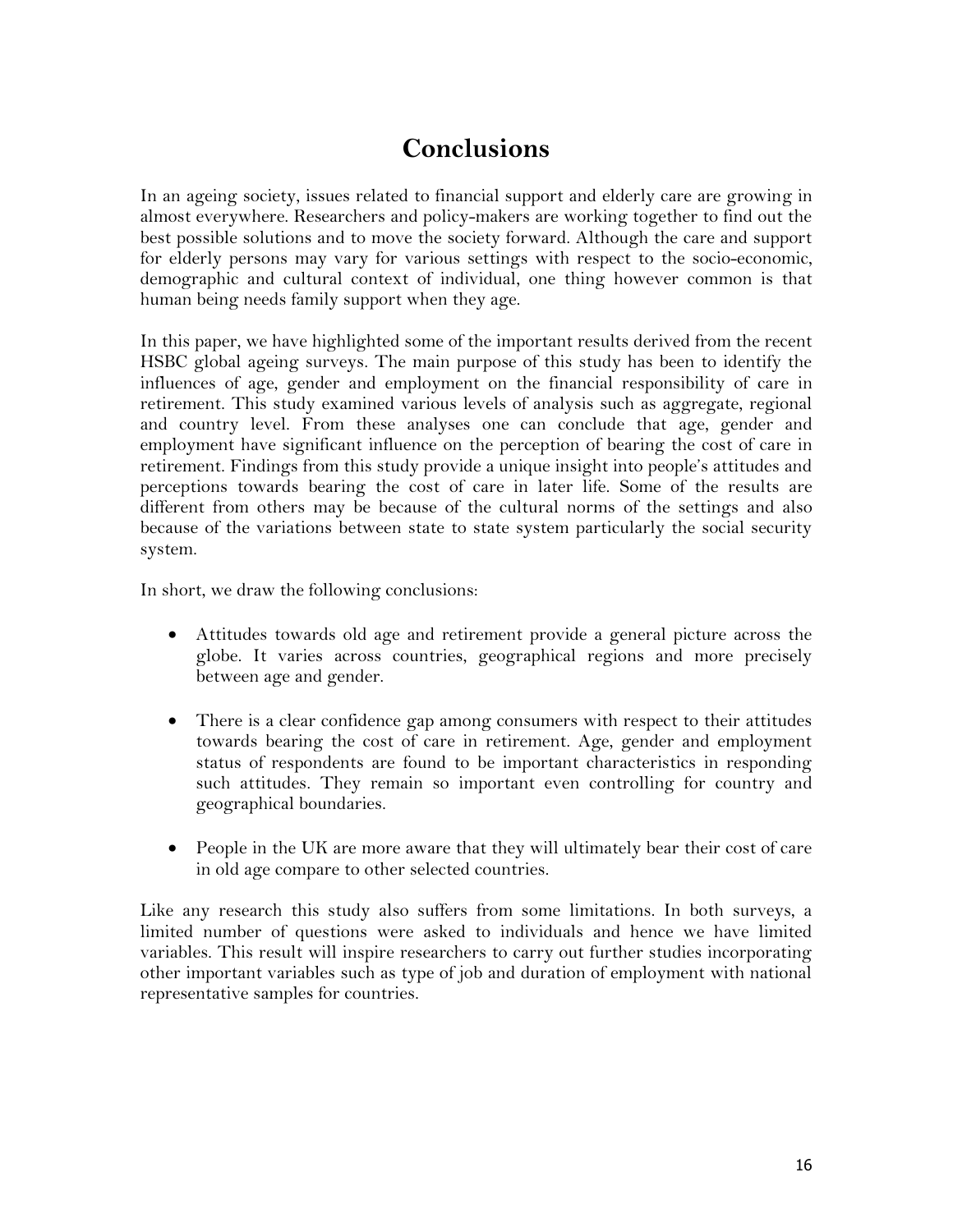# Conclusions

In an ageing society, issues related to financial support and elderly care are growing in almost everywhere. Researchers and policy-makers are working together to find out the best possible solutions and to move the society forward. Although the care and support for elderly persons may vary for various settings with respect to the socio-economic, demographic and cultural context of individual, one thing however common is that human being needs family support when they age.

In this paper, we have highlighted some of the important results derived from the recent HSBC global ageing surveys. The main purpose of this study has been to identify the influences of age, gender and employment on the financial responsibility of care in retirement. This study examined various levels of analysis such as aggregate, regional and country level. From these analyses one can conclude that age, gender and employment have significant influence on the perception of bearing the cost of care in retirement. Findings from this study provide a unique insight into people's attitudes and perceptions towards bearing the cost of care in later life. Some of the results are different from others may be because of the cultural norms of the settings and also because of the variations between state to state system particularly the social security system.

In short, we draw the following conclusions:

- Attitudes towards old age and retirement provide a general picture across the globe. It varies across countries, geographical regions and more precisely between age and gender.
- There is a clear confidence gap among consumers with respect to their attitudes towards bearing the cost of care in retirement. Age, gender and employment status of respondents are found to be important characteristics in responding such attitudes. They remain so important even controlling for country and geographical boundaries.
- People in the UK are more aware that they will ultimately bear their cost of care in old age compare to other selected countries.

Like any research this study also suffers from some limitations. In both surveys, a limited number of questions were asked to individuals and hence we have limited variables. This result will inspire researchers to carry out further studies incorporating other important variables such as type of job and duration of employment with national representative samples for countries.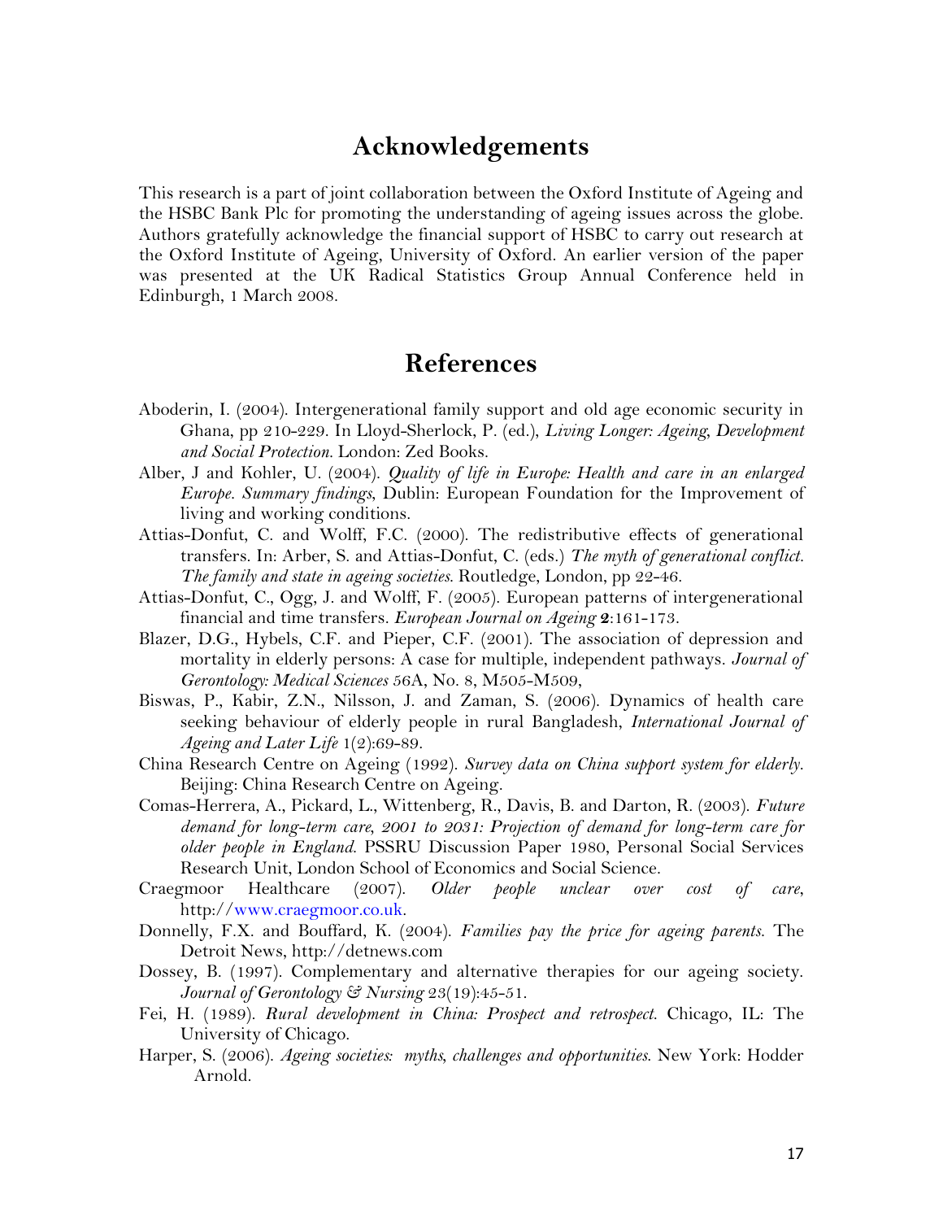## Acknowledgements

This research is a part of joint collaboration between the Oxford Institute of Ageing and the HSBC Bank Plc for promoting the understanding of ageing issues across the globe. Authors gratefully acknowledge the financial support of HSBC to carry out research at the Oxford Institute of Ageing, University of Oxford. An earlier version of the paper was presented at the UK Radical Statistics Group Annual Conference held in Edinburgh, 1 March 2008.

## References

Aboderin, I. (2004). Intergenerational family support and old age economic security in Ghana, pp 210-229. In Lloyd-Sherlock, P. (ed.), *Living Longer: Ageing, Development and Social Protection*. London: Zed Books.

Alber, J and Kohler, U. (2004). *Quality of life in Europe: Health and care in an enlarged Europe. Summary findings*, Dublin: European Foundation for the Improvement of living and working conditions.

Attias-Donfut, C. and Wolff, F.C. (2000). The redistributive effects of generational transfers. In: Arber, S. and Attias-Donfut, C. (eds.) *The myth of generational conflict. The family and state in ageing societies.* Routledge, London, pp 22-46.

Attias-Donfut, C., Ogg, J. and Wolff, F. (2005). European patterns of intergenerational financial and time transfers. *European Journal on Ageing* **2**:161-173.

Blazer, D.G., Hybels, C.F. and Pieper, C.F. (2001). The association of depression and mortality in elderly persons: A case for multiple, independent pathways. *Journal of Gerontology: Medical Sciences* 56A, No. 8, M505-M509,

Biswas, P., Kabir, Z.N., Nilsson, J. and Zaman, S. (2006). Dynamics of health care seeking behaviour of elderly people in rural Bangladesh, *International Journal of Ageing and Later Life* 1(2):69-89.

China Research Centre on Ageing (1992). *Survey data on China support system for elderly*. Beijing: China Research Centre on Ageing.

Comas-Herrera, A., Pickard, L., Wittenberg, R., Davis, B. and Darton, R. (2003). *Future demand for long-term care, 2001 to 2031: Projection of demand for long-term care for older people in England*. PSSRU Discussion Paper 1980, Personal Social Services Research Unit, London School of Economics and Social Science.

Craegmoor Healthcare (2007). *Older people unclear over cost of care*, http://www.craegmoor.co.uk.

Donnelly, F.X. and Bouffard, K. (2004). *Families pay the price for ageing parents*. The Detroit News, http://detnews.com

Dossey, B. (1997). Complementary and alternative therapies for our ageing society. *Journal of Gerontology & Nursing* 23(19):45-51.

Fei, H. (1989). *Rural development in China: Prospect and retrospect*. Chicago, IL: The University of Chicago.

Harper, S. (2006). *Ageing societies: myths, challenges and opportunities*. New York: Hodder Arnold.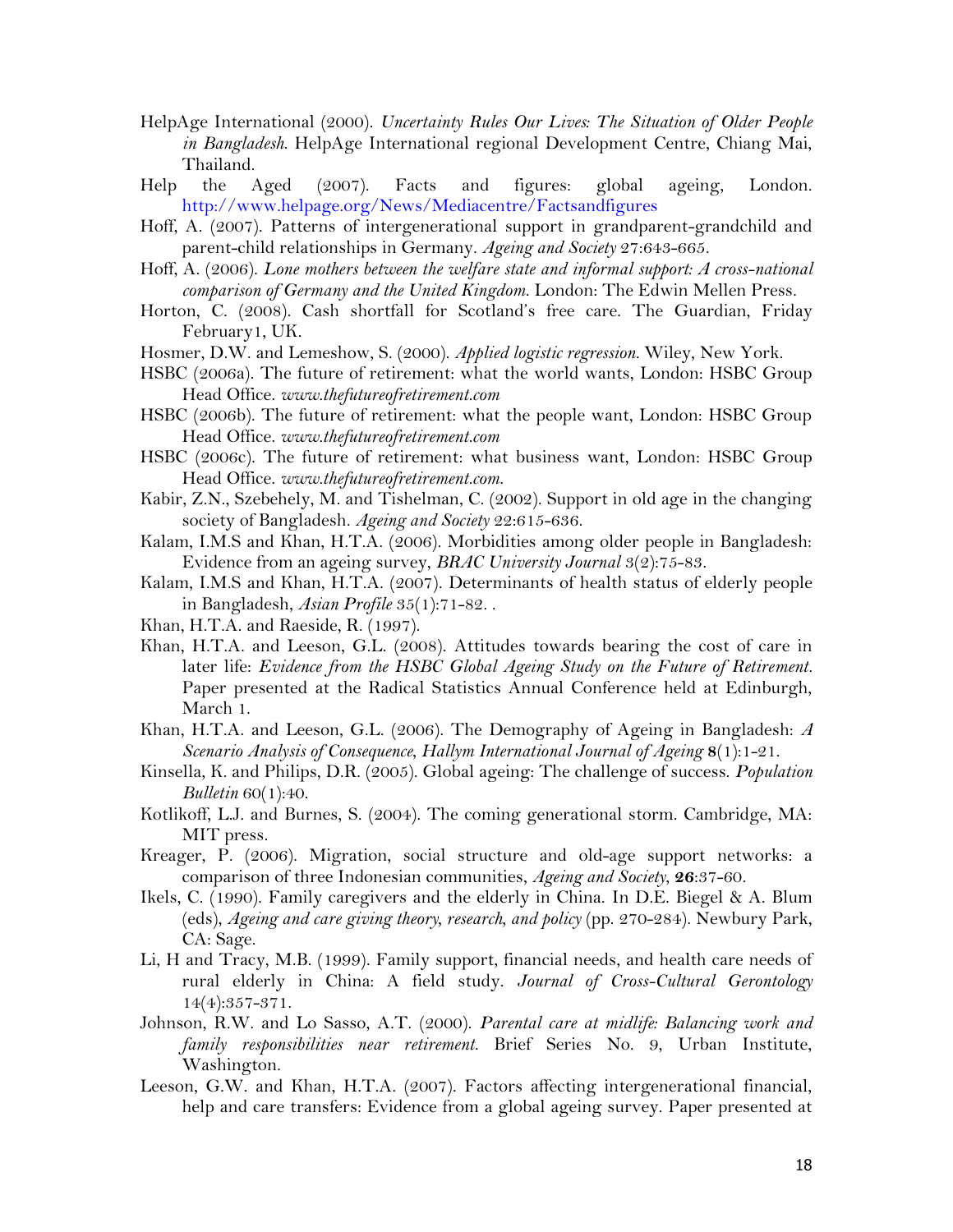HelpAge International (2000). *Uncertainty Rules Our Lives: The Situation of Older People in Bangladesh.* HelpAge International regional Development Centre, Chiang Mai, Thailand.

Help the Aged (2007). Facts and figures: global ageing, London. http://www.helpage.org/News/Mediacentre/Factsandfigures

Hoff, A. (2007). Patterns of intergenerational support in grandparent-grandchild and parent-child relationships in Germany. *Ageing and Society* 27:643-665.

Hoff, A. (2006). *Lone mothers between the welfare state and informal support: A cross-national comparison of Germany and the United Kingdom.* London: The Edwin Mellen Press.

Horton, C. (2008). Cash shortfall for Scotland's free care. The Guardian, Friday February1, UK.

Hosmer, D.W. and Lemeshow, S. (2000). *Applied logistic regression.* Wiley, New York.

HSBC (2006a). The future of retirement: what the world wants, London: HSBC Group Head Office. *www.thefutureofretirement.com*

HSBC (2006b). The future of retirement: what the people want, London: HSBC Group Head Office. *www.thefutureofretirement.com*

HSBC (2006c). The future of retirement: what business want, London: HSBC Group Head Office. *www.thefutureofretirement.com.*

Kabir, Z.N., Szebehely, M. and Tishelman, C. (2002). Support in old age in the changing society of Bangladesh. *Ageing and Society* 22:615-636.

Kalam, I.M.S and Khan, H.T.A. (2006). Morbidities among older people in Bangladesh: Evidence from an ageing survey, *BRAC University Journal* 3(2):75-83.

Kalam, I.M.S and Khan, H.T.A. (2007). Determinants of health status of elderly people in Bangladesh, *Asian Profile* 35(1):71-82. .

Khan, H.T.A. and Raeside, R. (1997).

Khan, H.T.A. and Leeson, G.L. (2008). Attitudes towards bearing the cost of care in later life: *Evidence from the HSBC Global Ageing Study on the Future of Retirement.* Paper presented at the Radical Statistics Annual Conference held at Edinburgh, March 1.

Khan, H.T.A. and Leeson, G.L. (2006). The Demography of Ageing in Bangladesh: *A Scenario Analysis of Consequence, Hallym International Journal of Ageing* **8**(1):1-21.

Kinsella, K. and Philips, D.R. (2005). Global ageing: The challenge of success. *Population Bulletin* 60(1):40.

Kotlikoff, L.J. and Burnes, S. (2004). The coming generational storm. Cambridge, MA: MIT press.

Kreager, P. (2006). Migration, social structure and old-age support networks: a comparison of three Indonesian communities, *Ageing and Society*, **26**:37-60.

Ikels, C. (1990). Family caregivers and the elderly in China. In D.E. Biegel & A. Blum (eds), *Ageing and care giving theory, research, and policy* (pp. 270-284). Newbury Park, CA: Sage.

Li, H and Tracy, M.B. (1999). Family support, financial needs, and health care needs of rural elderly in China: A field study. *Journal of Cross-Cultural Gerontology* 14(4):357-371.

Johnson, R.W. and Lo Sasso, A.T. (2000). *Parental care at midlife: Balancing work and family responsibilities near retirement.* Brief Series No. 9, Urban Institute, Washington.

Leeson, G.W. and Khan, H.T.A. (2007). Factors affecting intergenerational financial, help and care transfers: Evidence from a global ageing survey. Paper presented at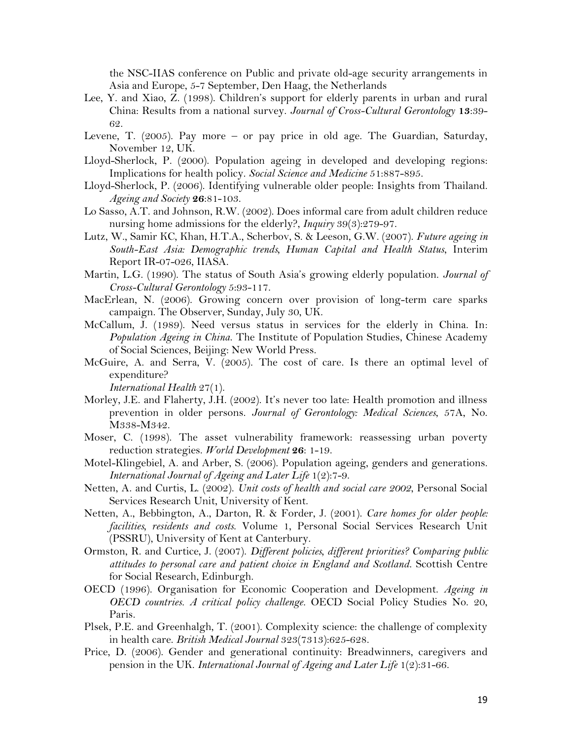the NSC-IIAS conference on Public and private old-age security arrangements in Asia and Europe, 5-7 September, Den Haag, the Netherlands

Lee, Y. and Xiao, Z. (1998). Children's support for elderly parents in urban and rural China: Results from a national survey. *Journal of Cross-Cultural Gerontology* **13**:39-62.

Levene, T. (2005). Pay more – or pay price in old age. The Guardian, Saturday, November 12, UK.

Lloyd-Sherlock, P. (2000). Population ageing in developed and developing regions: Implications for health policy. *Social Science and Medicine* 51:887-895.

Lloyd-Sherlock, P. (2006). Identifying vulnerable older people: Insights from Thailand. *Ageing and Society* **26**:81-103.

Lo Sasso, A.T. and Johnson, R.W. (2002). Does informal care from adult children reduce nursing home admissions for the elderly?, *Inquiry* 39(3):279-97.

Lutz, W., Samir KC, Khan, H.T.A., Scherbov, S. & Leeson, G.W. (2007). *Future ageing in South-East Asia: Demographic trends, Human Capital and Health Status*, Interim Report IR-07-026, IIASA.

Martin, L.G. (1990). The status of South Asia's growing elderly population. *Journal of Cross-Cultural Gerontology* 5:93-117.

MacErlean, N. (2006). Growing concern over provision of long-term care sparks campaign. The Observer, Sunday, July 30, UK.

McCallum, J. (1989). Need versus status in services for the elderly in China. In: *Population Ageing in China.* The Institute of Population Studies, Chinese Academy of Social Sciences, Beijing: New World Press.

McGuire, A. and Serra, V. (2005). The cost of care. Is there an optimal level of expenditure? *International Health* 27(1).

Morley, J.E. and Flaherty, J.H. (2002). It's never too late: Health promotion and illness prevention in older persons. *Journal of Gerontology: Medical Sciences*, 57A, No. M338-M342.

Moser, C. (1998). The asset vulnerability framework: reassessing urban poverty reduction strategies. *World Development* **26**: 1-19.

Motel-Klingebiel, A. and Arber, S. (2006). Population ageing, genders and generations. *International Journal of Ageing and Later Life* 1(2):7-9.

Netten, A. and Curtis, L. (2002). *Unit costs of health and social care 2002*, Personal Social Services Research Unit, University of Kent.

Netten, A., Bebbington, A., Darton, R. & Forder, J. (2001). *Care homes for older people: facilities, residents and costs.* Volume 1, Personal Social Services Research Unit (PSSRU), University of Kent at Canterbury.

Ormston, R. and Curtice, J. (2007). *Different policies, different priorities? Comparing public attitudes to personal care and patient choice in England and Scotland.* Scottish Centre for Social Research, Edinburgh.

OECD (1996). Organisation for Economic Cooperation and Development. *Ageing in OECD countries. A critical policy challenge.* OECD Social Policy Studies No. 20, Paris.

Plsek, P.E. and Greenhalgh, T. (2001). Complexity science: the challenge of complexity in health care. *British Medical Journal* 323(7313):625-628.

Price, D. (2006). Gender and generational continuity: Breadwinners, caregivers and pension in the UK. *International Journal of Ageing and Later Life* 1(2):31-66.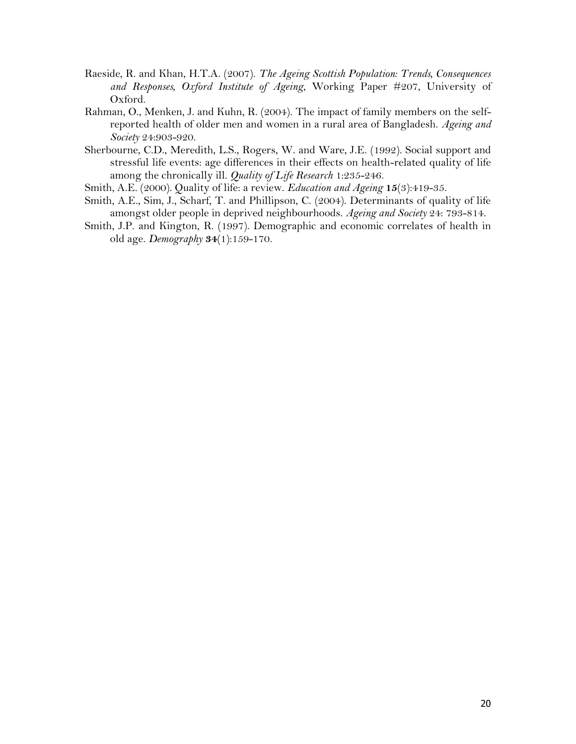Raeside, R. and Khan, H.T.A. (2007). *The Ageing Scottish Population: Trends, Consequences and Responses, Oxford Institute of Ageing*, Working Paper #207, University of Oxford.

Rahman, O., Menken, J. and Kuhn, R. (2004). The impact of family members on the self-reported health of older men and women in a rural area of Bangladesh. *Ageing and Society* 24:903-920.

Sherbourne, C.D., Meredith, L.S., Rogers, W. and Ware, J.E. (1992). Social support and stressful life events: age differences in their effects on health-related quality of life among the chronically ill. *Quality of Life Research* 1:235-246.

Smith, A.E. (2000). Quality of life: a review. *Education and Ageing* **15**(3):419-35.

Smith, A.E., Sim, J., Scharf, T. and Phillipson, C. (2004). Determinants of quality of life amongst older people in deprived neighbourhoods. *Ageing and Society* 24: 793-814.

Smith, J.P. and Kington, R. (1997). Demographic and economic correlates of health in old age. *Demography* **34**(1):159-170.